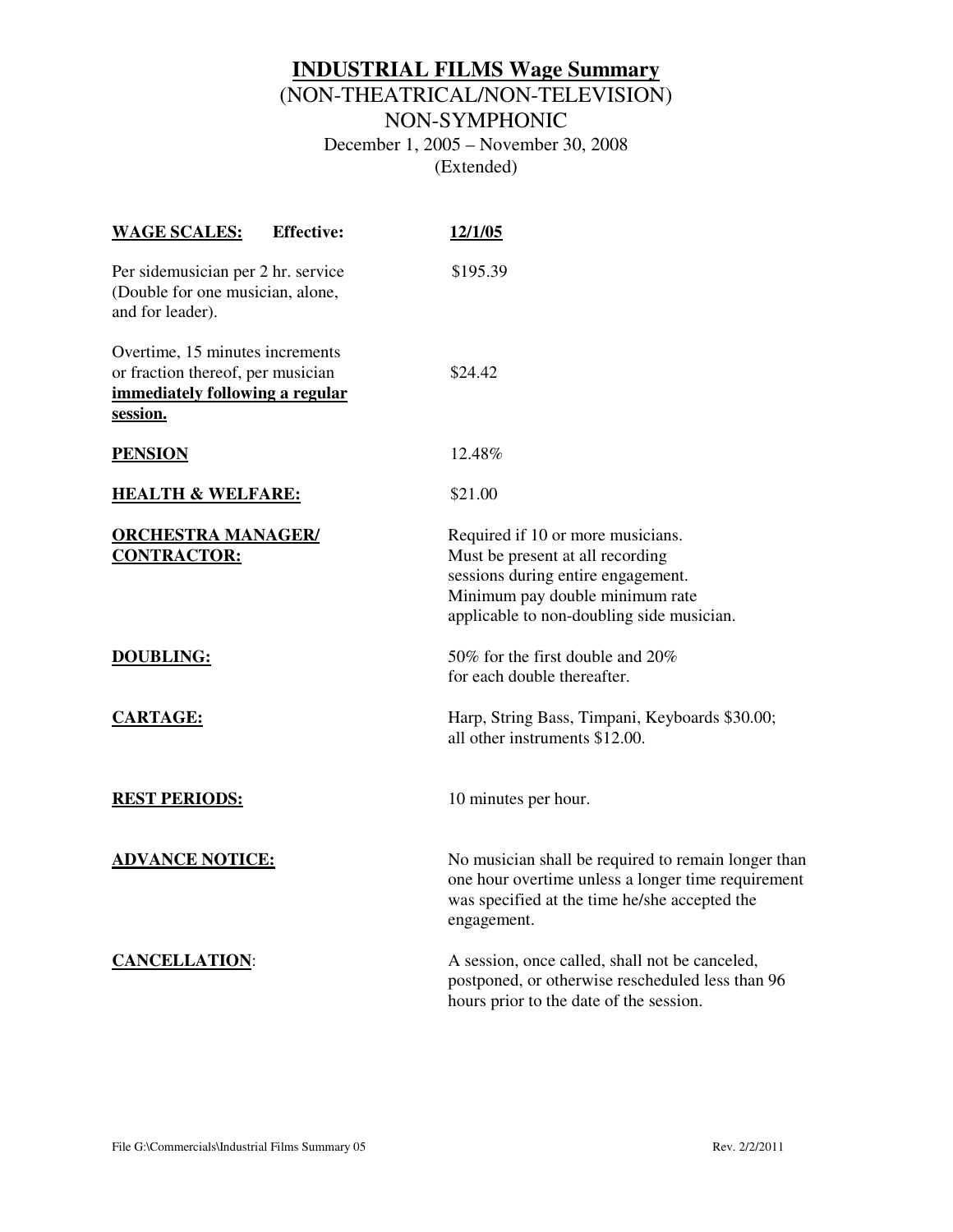# INDUSTRIAL FILMS Wage Summary

## (NON-THEATRICAL/NON-TELEVISION)

## NON-SYMPHONIC

December 1, 2005 – November 30, 2008

(Extended)

| **WAGE SCALES:** **Effective:** | **12/1/05** |
|---|---|
| Per sidemusician per 2 hr. service (Double for one musician, alone, and for leader). | $195.39 |
| Overtime, 15 minutes increments or fraction thereof, per musician **immediately following a regular session.** | $24.42 |
| **PENSION** | 12.48% |
| **HEALTH & WELFARE:** | $21.00 |
| **ORCHESTRA MANAGER/ CONTRACTOR:** | Required if 10 or more musicians. Must be present at all recording sessions during entire engagement. Minimum pay double minimum rate applicable to non-doubling side musician. |
| **DOUBLING:** | 50% for the first double and 20% for each double thereafter. |
| **CARTAGE:** | Harp, String Bass, Timpani, Keyboards $30.00; all other instruments $12.00. |
| **REST PERIODS:** | 10 minutes per hour. |
| **ADVANCE NOTICE:** | No musician shall be required to remain longer than one hour overtime unless a longer time requirement was specified at the time he/she accepted the engagement. |
| **CANCELLATION**: | A session, once called, shall not be canceled, postponed, or otherwise rescheduled less than 96 hours prior to the date of the session. |

File G:\Commercials\Industrial Films Summary 05 Rev. 2/2/2011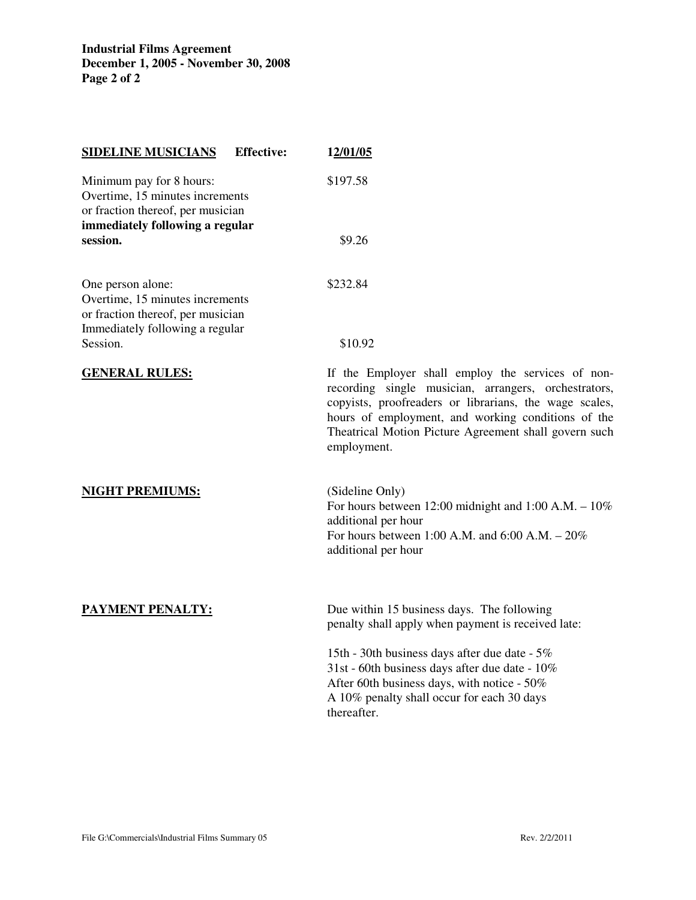| **SIDELINE MUSICIANS** **Effective:** | **12/01/05** |
|---|---|
| Minimum pay for 8 hours: | $197.58 |
| Overtime, 15 minutes increments or fraction thereof, per musician **immediately following a regular session.** | $9.26 |
| One person alone: | $232.84 |
| Overtime, 15 minutes increments or fraction thereof, per musician Immediately following a regular Session. | $10.92 |

**GENERAL RULES:**

If the Employer shall employ the services of non-recording single musician, arrangers, orchestrators, copyists, proofreaders or librarians, the wage scales, hours of employment, and working conditions of the Theatrical Motion Picture Agreement shall govern such employment.

**NIGHT PREMIUMS:**

(Sideline Only)
For hours between 12:00 midnight and 1:00 A.M. – 10% additional per hour
For hours between 1:00 A.M. and 6:00 A.M. – 20% additional per hour

**PAYMENT PENALTY:**

Due within 15 business days. The following penalty shall apply when payment is received late:

15th - 30th business days after due date - 5%
31st - 60th business days after due date - 10%
After 60th business days, with notice - 50%
A 10% penalty shall occur for each 30 days thereafter.

File G:\Commercials\Industrial Films Summary 05

Rev. 2/2/2011